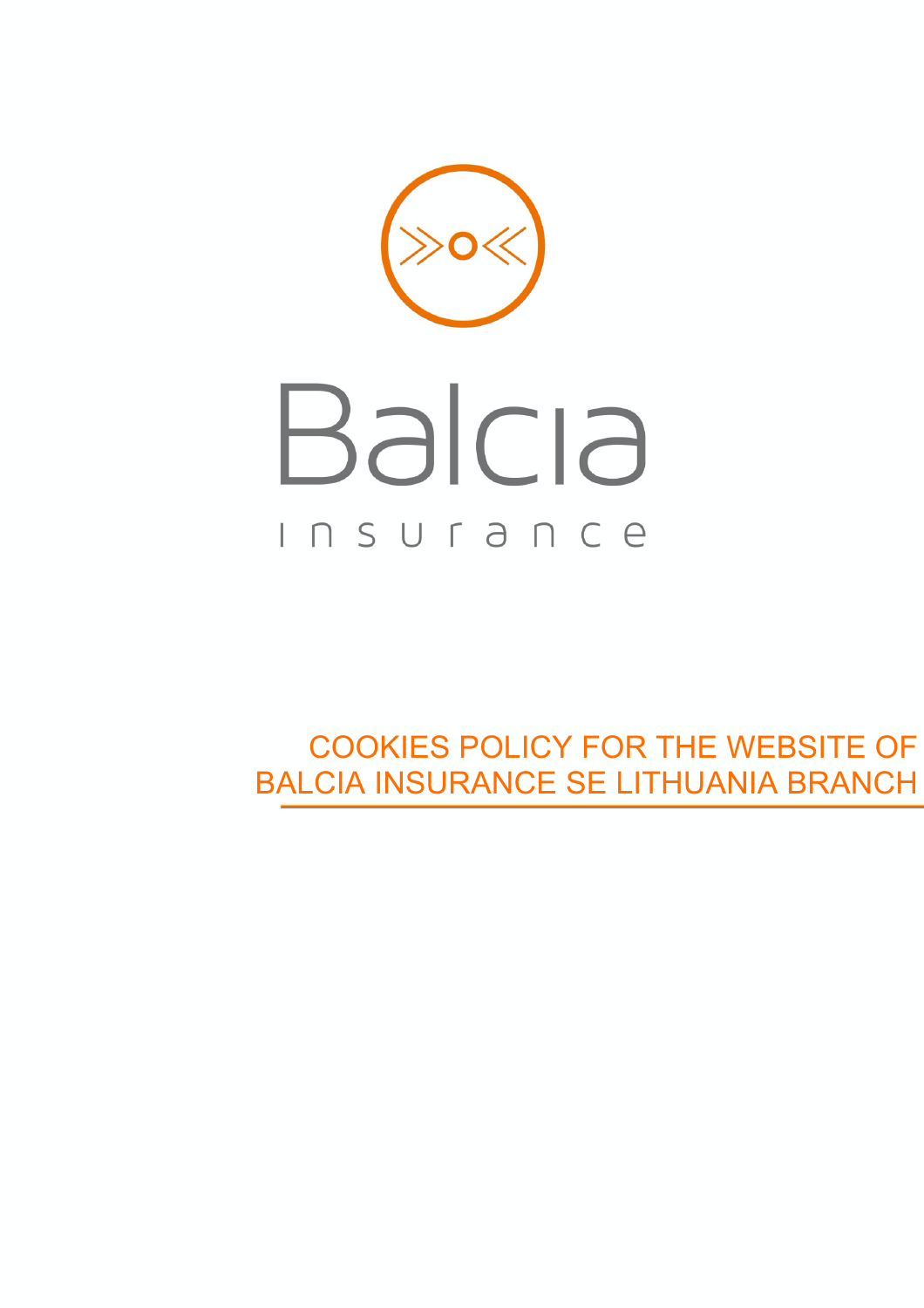Balcia

insurance

# COOKIES POLICY FOR THE WEBSITE OF BALCIA INSURANCE SE LITHUANIA BRANCH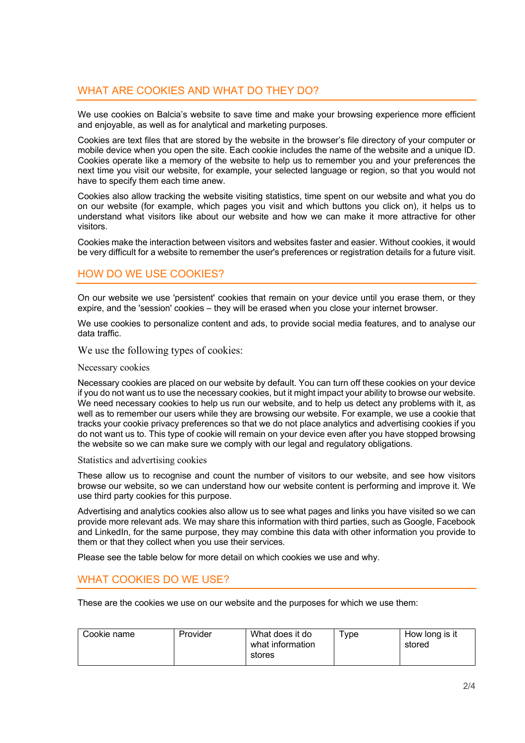## WHAT ARE COOKIES AND WHAT DO THEY DO?

We use cookies on Balcia's website to save time and make your browsing experience more efficient and enjoyable, as well as for analytical and marketing purposes.

Cookies are text files that are stored by the website in the browser's file directory of your computer or mobile device when you open the site. Each cookie includes the name of the website and a unique ID. Cookies operate like a memory of the website to help us to remember you and your preferences the next time you visit our website, for example, your selected language or region, so that you would not have to specify them each time anew.

Cookies also allow tracking the website visiting statistics, time spent on our website and what you do on our website (for example, which pages you visit and which buttons you click on), it helps us to understand what visitors like about our website and how we can make it more attractive for other visitors.

Cookies make the interaction between visitors and websites faster and easier. Without cookies, it would be very difficult for a website to remember the user's preferences or registration details for a future visit.

## HOW DO WE USE COOKIES?

On our website we use 'persistent' cookies that remain on your device until you erase them, or they expire, and the 'session' cookies – they will be erased when you close your internet browser.

We use cookies to personalize content and ads, to provide social media features, and to analyse our data traffic.

We use the following types of cookies:

### Necessary cookies

Necessary cookies are placed on our website by default. You can turn off these cookies on your device if you do not want us to use the necessary cookies, but it might impact your ability to browse our website. We need necessary cookies to help us run our website, and to help us detect any problems with it, as well as to remember our users while they are browsing our website. For example, we use a cookie that tracks your cookie privacy preferences so that we do not place analytics and advertising cookies if you do not want us to. This type of cookie will remain on your device even after you have stopped browsing the website so we can make sure we comply with our legal and regulatory obligations.

### Statistics and advertising cookies

These allow us to recognise and count the number of visitors to our website, and see how visitors browse our website, so we can understand how our website content is performing and improve it. We use third party cookies for this purpose.

Advertising and analytics cookies also allow us to see what pages and links you have visited so we can provide more relevant ads. We may share this information with third parties, such as Google, Facebook and LinkedIn, for the same purpose, they may combine this data with other information you provide to them or that they collect when you use their services.

Please see the table below for more detail on which cookies we use and why.

## WHAT COOKIES DO WE USE?

These are the cookies we use on our website and the purposes for which we use them:

| Cookie name | Provider | What does it do what information stores | Type | How long is it stored |
|---|---|---|---|---|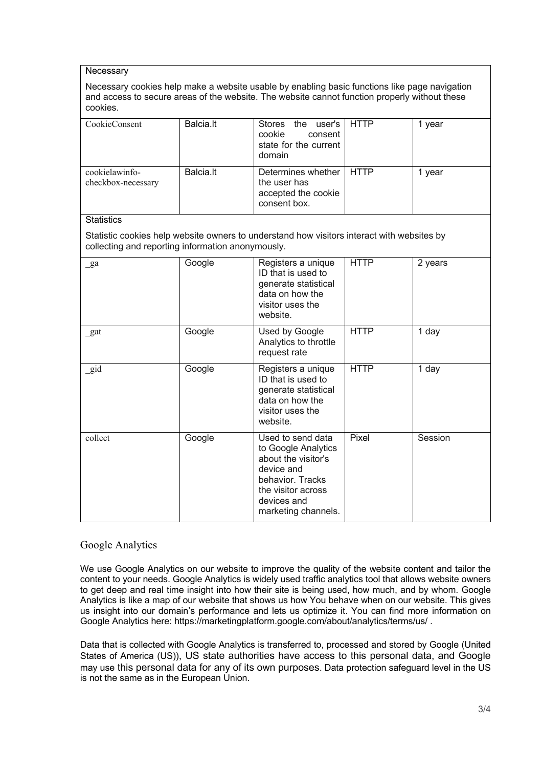| Necessary | | | | |
|---|---|---|---|---|
| Necessary cookies help make a website usable by enabling basic functions like page navigation and access to secure areas of the website. The website cannot function properly without these cookies. | | | | |
| CookieConsent | Balcia.lt | Stores the user's cookie consent state for the current domain | HTTP | 1 year |
| cookielawinfo-checkbox-necessary | Balcia.lt | Determines whether the user has accepted the cookie consent box. | HTTP | 1 year |
| Statistics | | | | |
| Statistic cookies help website owners to understand how visitors interact with websites by collecting and reporting information anonymously. | | | | |
| _ga | Google | Registers a unique ID that is used to generate statistical data on how the visitor uses the website. | HTTP | 2 years |
| _gat | Google | Used by Google Analytics to throttle request rate | HTTP | 1 day |
| _gid | Google | Registers a unique ID that is used to generate statistical data on how the visitor uses the website. | HTTP | 1 day |
| collect | Google | Used to send data to Google Analytics about the visitor's device and behavior. Tracks the visitor across devices and marketing channels. | Pixel | Session |

## Google Analytics

We use Google Analytics on our website to improve the quality of the website content and tailor the content to your needs. Google Analytics is widely used traffic analytics tool that allows website owners to get deep and real time insight into how their site is being used, how much, and by whom. Google Analytics is like a map of our website that shows us how You behave when on our website. This gives us insight into our domain's performance and lets us optimize it. You can find more information on Google Analytics here: https://marketingplatform.google.com/about/analytics/terms/us/ .

Data that is collected with Google Analytics is transferred to, processed and stored by Google (United States of America (US)), US state authorities have access to this personal data, and Google may use this personal data for any of its own purposes. Data protection safeguard level in the US is not the same as in the European Union.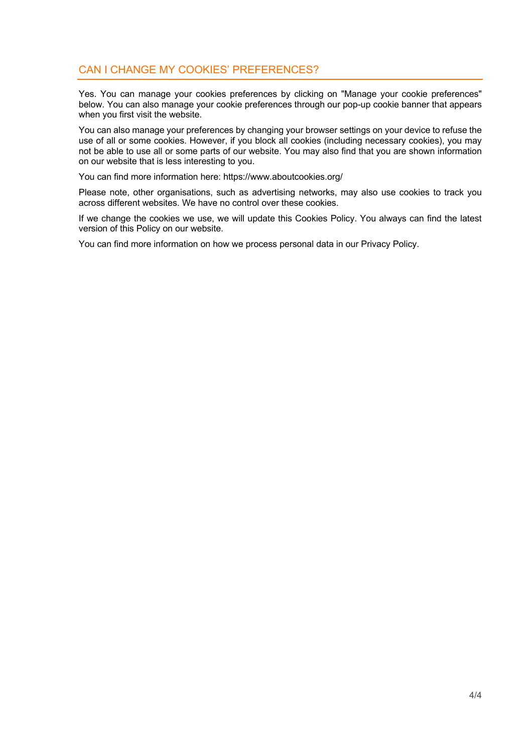## CAN I CHANGE MY COOKIES' PREFERENCES?

Yes. You can manage your cookies preferences by clicking on "Manage your cookie preferences" below. You can also manage your cookie preferences through our pop-up cookie banner that appears when you first visit the website.

You can also manage your preferences by changing your browser settings on your device to refuse the use of all or some cookies. However, if you block all cookies (including necessary cookies), you may not be able to use all or some parts of our website. You may also find that you are shown information on our website that is less interesting to you.

You can find more information here: https://www.aboutcookies.org/

Please note, other organisations, such as advertising networks, may also use cookies to track you across different websites. We have no control over these cookies.

If we change the cookies we use, we will update this Cookies Policy. You always can find the latest version of this Policy on our website.

You can find more information on how we process personal data in our Privacy Policy.